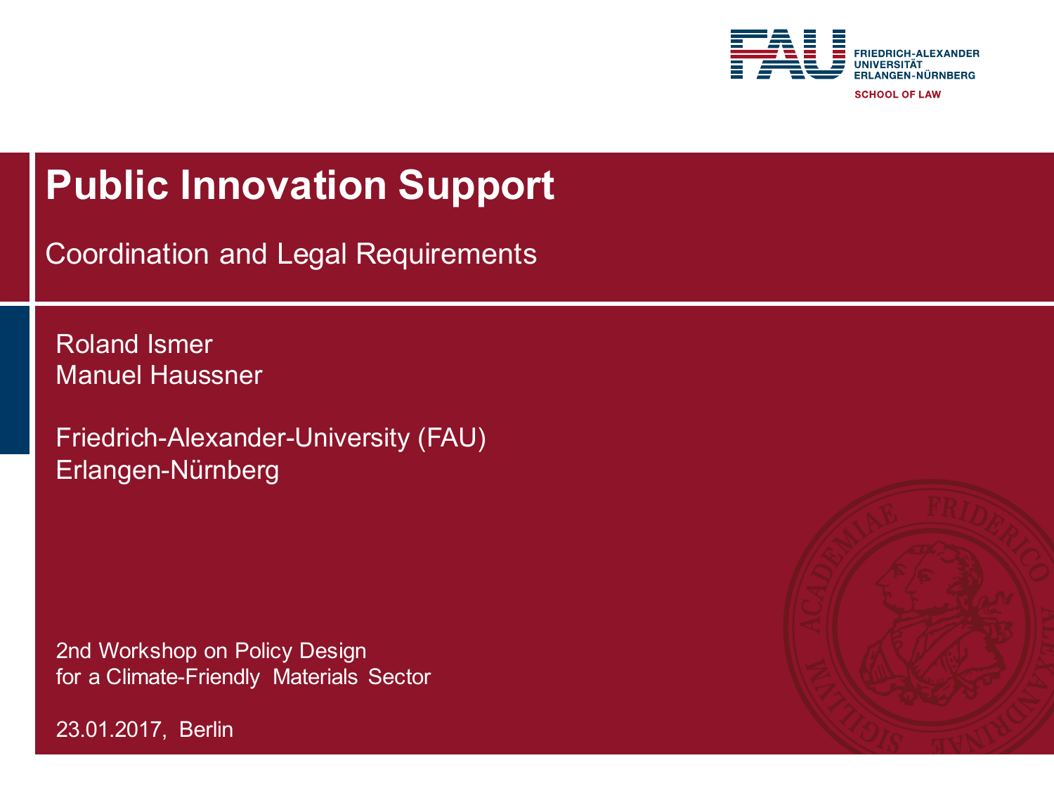FRIEDRICH-ALEXANDER UNIVERSITÄT ERLANGEN-NÜRNBERG

SCHOOL OF LAW

# Public Innovation Support

## Coordination and Legal Requirements

Roland Ismer
Manuel Haussner

Friedrich-Alexander-University (FAU)
Erlangen-Nürnberg

2nd Workshop on Policy Design
for a Climate-Friendly Materials Sector

23.01.2017, Berlin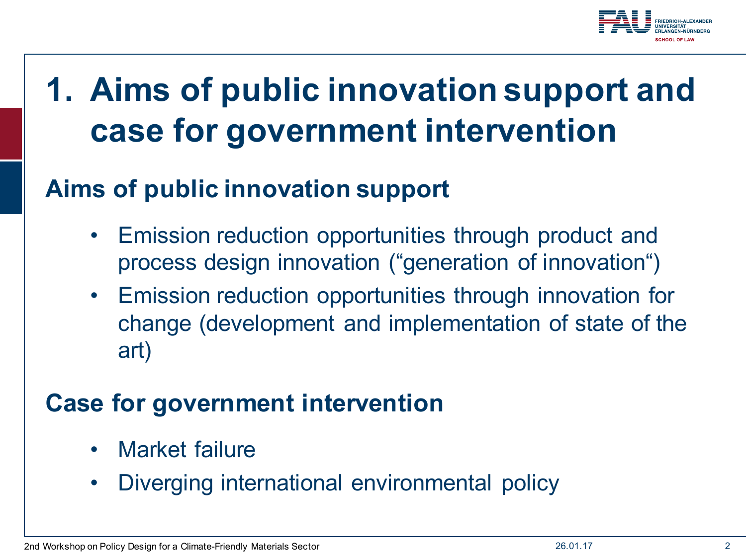# 1. Aims of public innovation support and case for government intervention

## Aims of public innovation support

- Emission reduction opportunities through product and process design innovation („generation of innovation“)
- Emission reduction opportunities through innovation for change (development and implementation of state of the art)

## Case for government intervention

- Market failure
- Diverging international environmental policy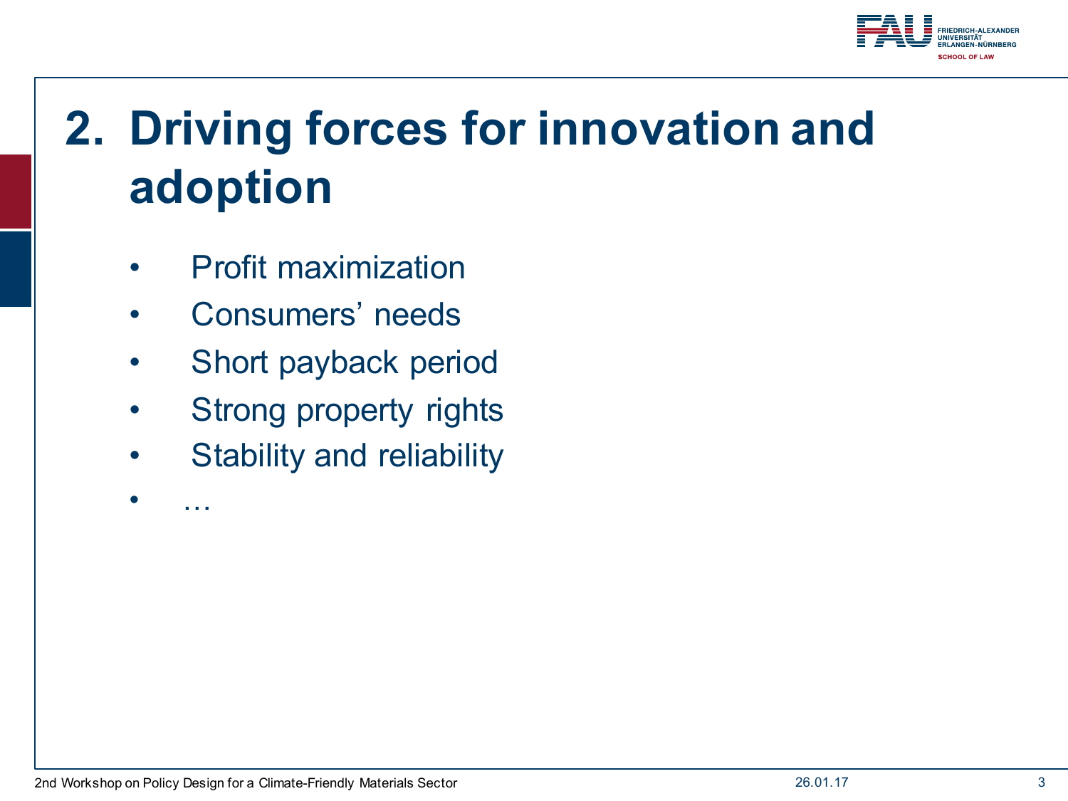# 2. Driving forces for innovation and adoption

- Profit maximization
- Consumers' needs
- Short payback period
- Strong property rights
- Stability and reliability
- …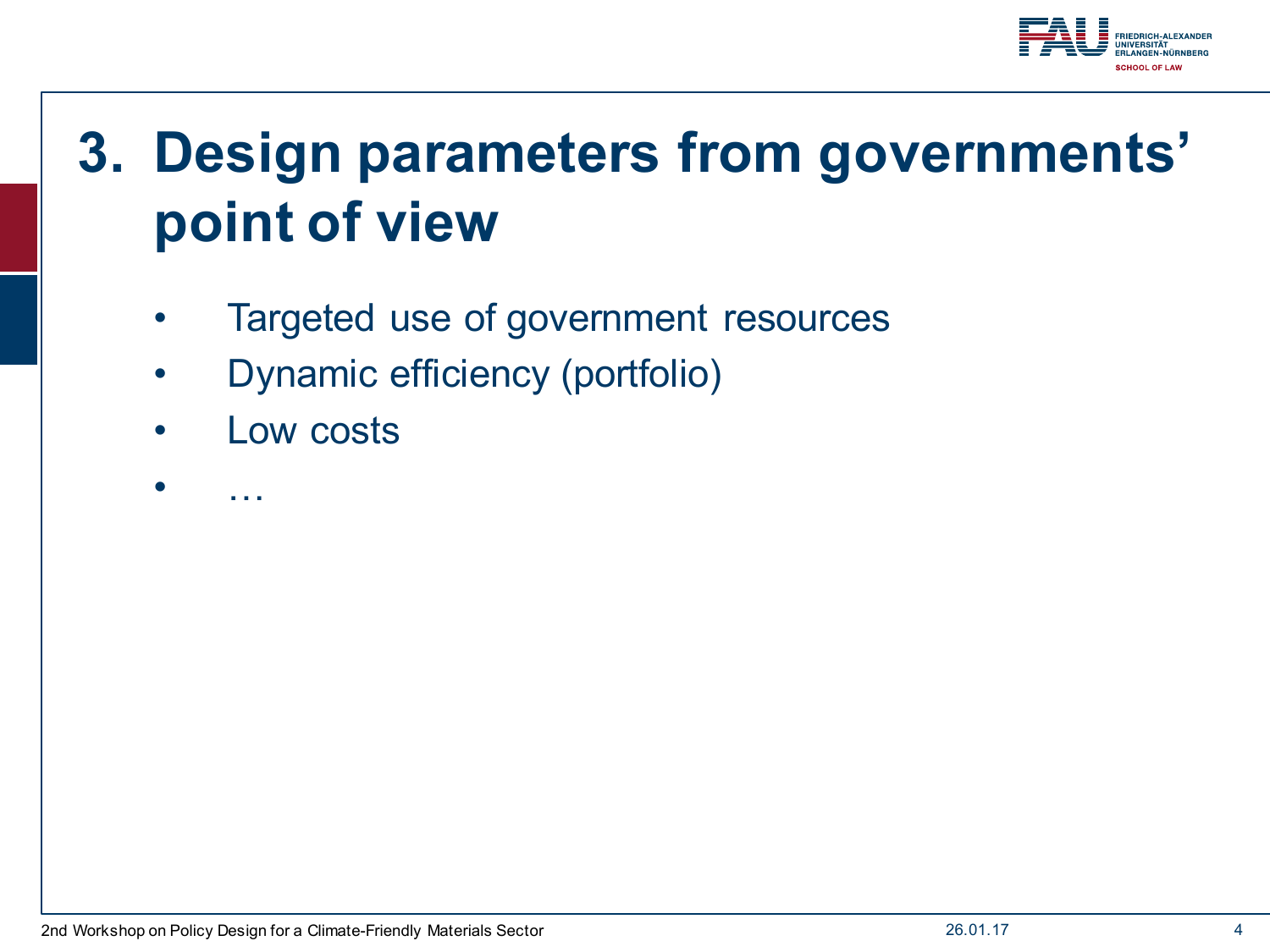# 3. Design parameters from governments' point of view

- Targeted use of government resources
- Dynamic efficiency (portfolio)
- Low costs
- …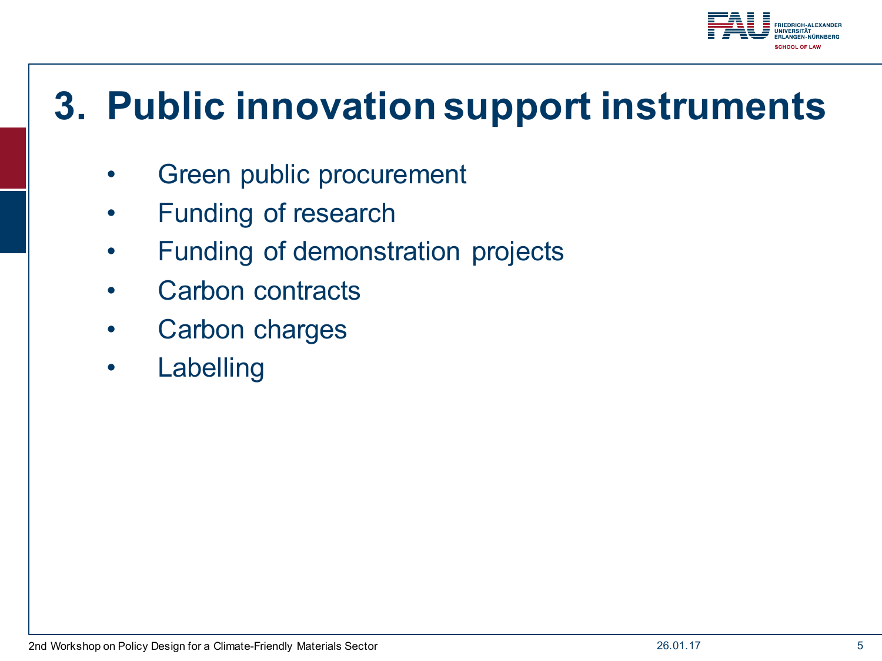# 3. Public innovation support instruments

- Green public procurement
- Funding of research
- Funding of demonstration projects
- Carbon contracts
- Carbon charges
- Labelling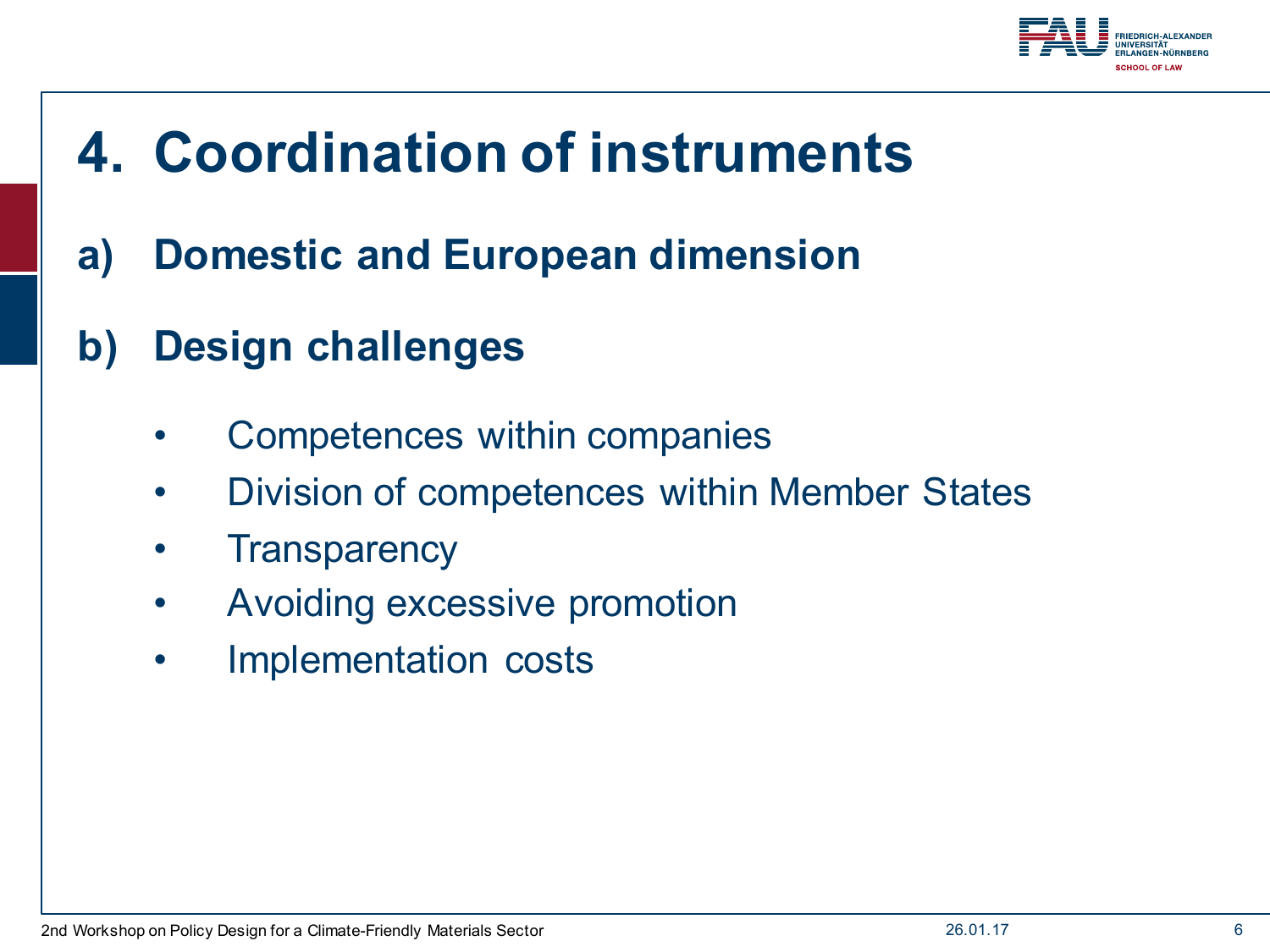# 4. Coordination of instruments

## a) Domestic and European dimension

## b) Design challenges

- Competences within companies
- Division of competences within Member States
- Transparency
- Avoiding excessive promotion
- Implementation costs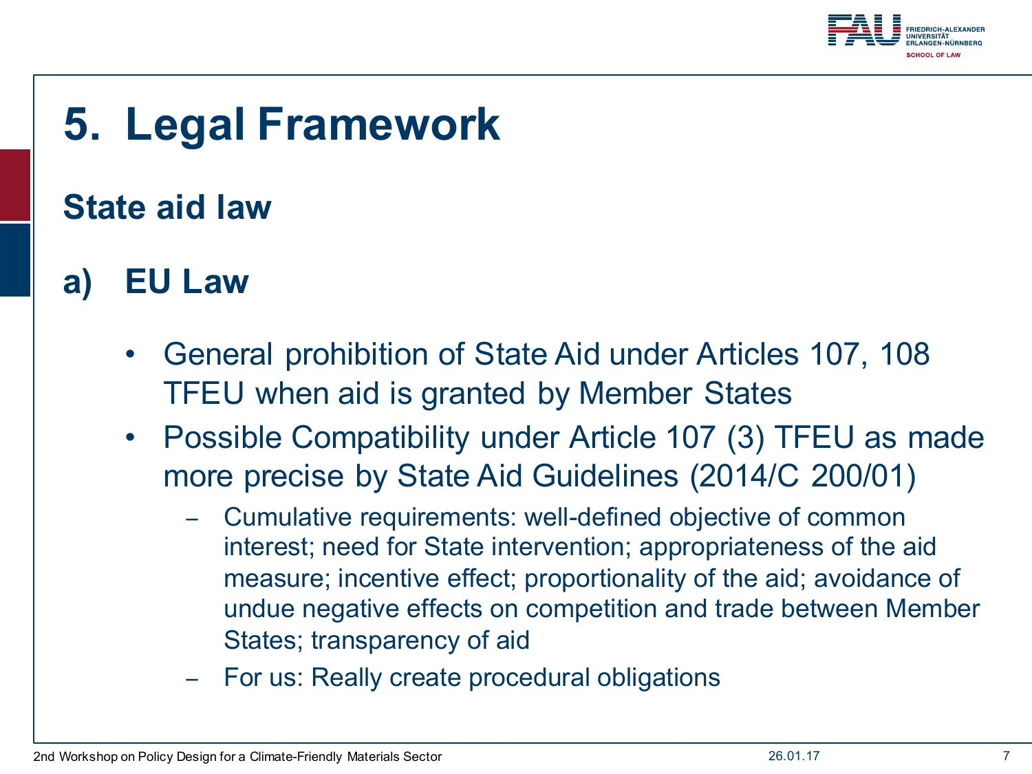# 5. Legal Framework

## State aid law

## a) EU Law

- General prohibition of State Aid under Articles 107, 108 TFEU when aid is granted by Member States
- Possible Compatibility under Article 107 (3) TFEU as made more precise by State Aid Guidelines (2014/C 200/01)
  - Cumulative requirements: well-defined objective of common interest; need for State intervention; appropriateness of the aid measure; incentive effect; proportionality of the aid; avoidance of undue negative effects on competition and trade between Member States; transparency of aid
  - For us: Really create procedural obligations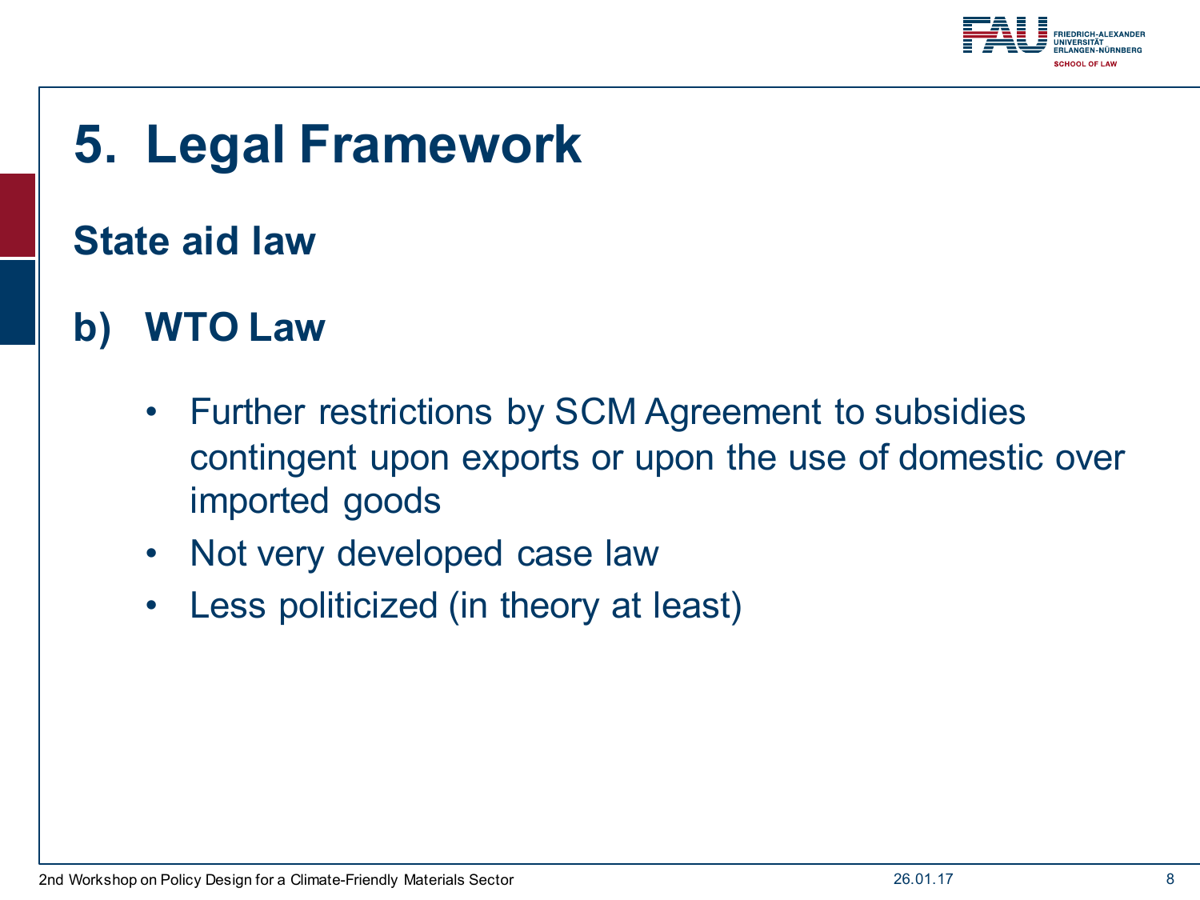# 5. Legal Framework

## State aid law

### b) WTO Law

- Further restrictions by SCM Agreement to subsidies contingent upon exports or upon the use of domestic over imported goods
- Not very developed case law
- Less politicized (in theory at least)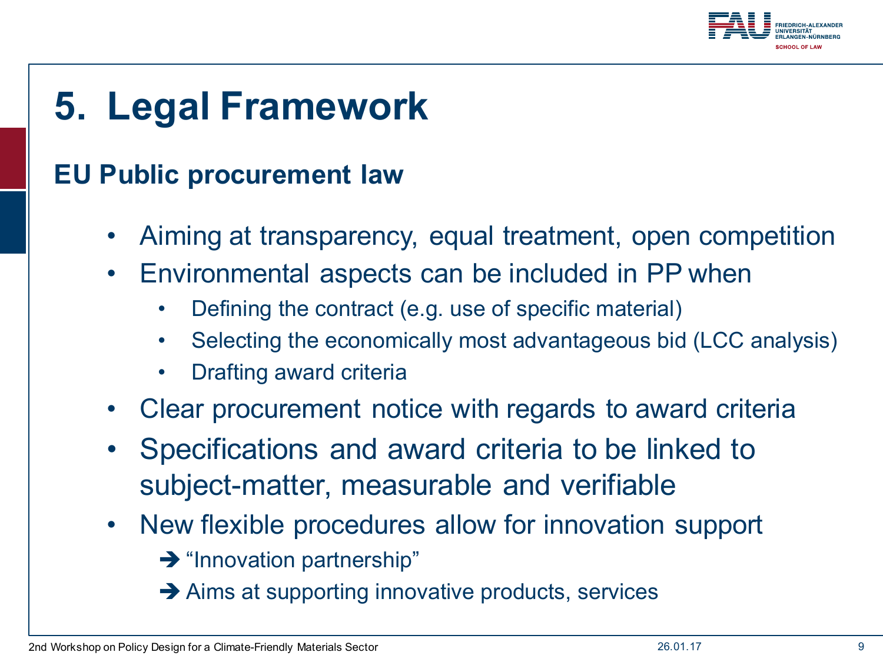# 5. Legal Framework

## EU Public procurement law

- Aiming at transparency, equal treatment, open competition
- Environmental aspects can be included in PP when
  - Defining the contract (e.g. use of specific material)
  - Selecting the economically most advantageous bid (LCC analysis)
  - Drafting award criteria
- Clear procurement notice with regards to award criteria
- Specifications and award criteria to be linked to subject-matter, measurable and verifiable
- New flexible procedures allow for innovation support
  - ➔ "Innovation partnership"
  - ➔ Aims at supporting innovative products, services